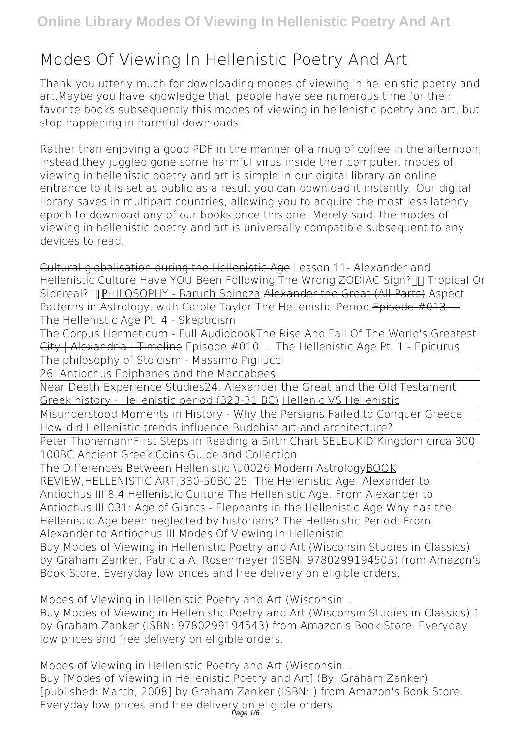# Modes Of Viewing In Hellenistic Poetry And Art

Thank you utterly much for downloading modes of viewing in hellenistic poetry and art.Maybe you have knowledge that, people have see numerous time for their favorite books subsequently this modes of viewing in hellenistic poetry and art, but stop happening in harmful downloads.

Rather than enjoying a good PDF in the manner of a mug of coffee in the afternoon, instead they juggled gone some harmful virus inside their computer. modes of viewing in hellenistic poetry and art is simple in our digital library an online entrance to it is set as public as a result you can download it instantly. Our digital library saves in multipart countries, allowing you to acquire the most less latency epoch to download any of our books once this one. Merely said, the modes of viewing in hellenistic poetry and art is universally compatible subsequent to any devices to read.

Cultural globalisation during the Hellenistic Age Lesson 11- Alexander and Hellenistic Culture Have YOU Been Following The Wrong ZODIAC Sign? Tropical Or Sidereal? PHILOSOPHY - Baruch Spinoza Alexander the Great (All Parts) Aspect Patterns in Astrology, with Carole Taylor The Hellenistic Period Episode #013 ... The Hellenistic Age Pt. 4 - Skepticism

The Corpus Hermeticum - Full Audiobook The Rise And Fall Of The World's Greatest City | Alexandria | Timeline Episode #010 ... The Hellenistic Age Pt. 1 - Epicurus The philosophy of Stoicism - Massimo Pigliucci

26. Antiochus Epiphanes and the Maccabees

Near Death Experience Studies 24. Alexander the Great and the Old Testament Greek history - Hellenistic period (323-31 BC) Hellenic VS Hellenistic

Misunderstood Moments in History - Why the Persians Failed to Conquer Greece

How did Hellenistic trends influence Buddhist art and architecture?

Peter Thonemann First Steps in Reading a Birth Chart SELEUKID Kingdom circa 300 100BC Ancient Greek Coins Guide and Collection

The Differences Between Hellenistic \u0026 Modern Astrology BOOK REVIEW,HELLENISTIC ART,330-50BC 25. The Hellenistic Age: Alexander to Antiochus III 8.4 Hellenistic Culture The Hellenistic Age: From Alexander to Antiochus III 031: Age of Giants - Elephants in the Hellenistic Age Why has the Hellenistic Age been neglected by historians? The Hellenistic Period: From Alexander to Antiochus III Modes Of Viewing In Hellenistic

Buy Modes of Viewing in Hellenistic Poetry and Art (Wisconsin Studies in Classics) by Graham Zanker, Patricia A. Rosenmeyer (ISBN: 9780299194505) from Amazon's Book Store. Everyday low prices and free delivery on eligible orders.

Modes of Viewing in Hellenistic Poetry and Art (Wisconsin ...

Buy Modes of Viewing in Hellenistic Poetry and Art (Wisconsin Studies in Classics) 1 by Graham Zanker (ISBN: 9780299194543) from Amazon's Book Store. Everyday low prices and free delivery on eligible orders.

Modes of Viewing in Hellenistic Poetry and Art (Wisconsin ...

Buy [Modes of Viewing in Hellenistic Poetry and Art] (By: Graham Zanker) [published: March, 2008] by Graham Zanker (ISBN: ) from Amazon's Book Store. Everyday low prices and free delivery on eligible orders.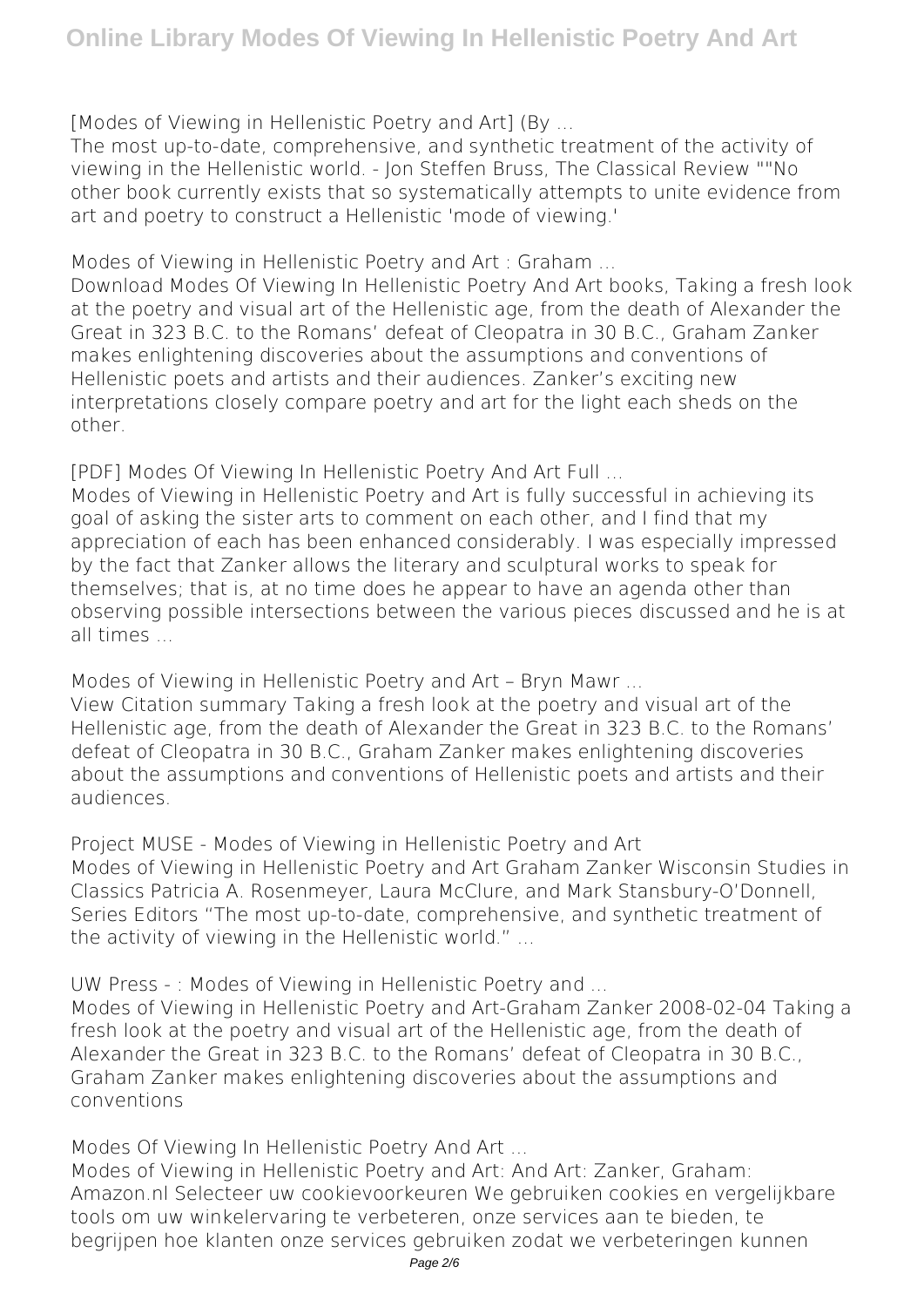**[Modes of Viewing in Hellenistic Poetry and Art] (By ...**

The most up-to-date, comprehensive, and synthetic treatment of the activity of viewing in the Hellenistic world. - Jon Steffen Bruss, The Classical Review ""No other book currently exists that so systematically attempts to unite evidence from art and poetry to construct a Hellenistic 'mode of viewing.'

**Modes of Viewing in Hellenistic Poetry and Art : Graham ...**

Download Modes Of Viewing In Hellenistic Poetry And Art books, Taking a fresh look at the poetry and visual art of the Hellenistic age, from the death of Alexander the Great in 323 B.C. to the Romans' defeat of Cleopatra in 30 B.C., Graham Zanker makes enlightening discoveries about the assumptions and conventions of Hellenistic poets and artists and their audiences. Zanker's exciting new interpretations closely compare poetry and art for the light each sheds on the other.

**[PDF] Modes Of Viewing In Hellenistic Poetry And Art Full ...**

Modes of Viewing in Hellenistic Poetry and Art is fully successful in achieving its goal of asking the sister arts to comment on each other, and I find that my appreciation of each has been enhanced considerably. I was especially impressed by the fact that Zanker allows the literary and sculptural works to speak for themselves; that is, at no time does he appear to have an agenda other than observing possible intersections between the various pieces discussed and he is at all times ...

**Modes of Viewing in Hellenistic Poetry and Art – Bryn Mawr ...**

View Citation summary Taking a fresh look at the poetry and visual art of the Hellenistic age, from the death of Alexander the Great in 323 B.C. to the Romans' defeat of Cleopatra in 30 B.C., Graham Zanker makes enlightening discoveries about the assumptions and conventions of Hellenistic poets and artists and their audiences.

**Project MUSE - Modes of Viewing in Hellenistic Poetry and Art**

Modes of Viewing in Hellenistic Poetry and Art Graham Zanker Wisconsin Studies in Classics Patricia A. Rosenmeyer, Laura McClure, and Mark Stansbury-O'Donnell, Series Editors "The most up-to-date, comprehensive, and synthetic treatment of the activity of viewing in the Hellenistic world." ...

**UW Press - : Modes of Viewing in Hellenistic Poetry and ...**

Modes of Viewing in Hellenistic Poetry and Art-Graham Zanker 2008-02-04 Taking a fresh look at the poetry and visual art of the Hellenistic age, from the death of Alexander the Great in 323 B.C. to the Romans' defeat of Cleopatra in 30 B.C., Graham Zanker makes enlightening discoveries about the assumptions and conventions

**Modes Of Viewing In Hellenistic Poetry And Art ...**

Modes of Viewing in Hellenistic Poetry and Art: And Art: Zanker, Graham: Amazon.nl Selecteer uw cookievoorkeuren We gebruiken cookies en vergelijkbare tools om uw winkelervaring te verbeteren, onze services aan te bieden, te begrijpen hoe klanten onze services gebruiken zodat we verbeteringen kunnen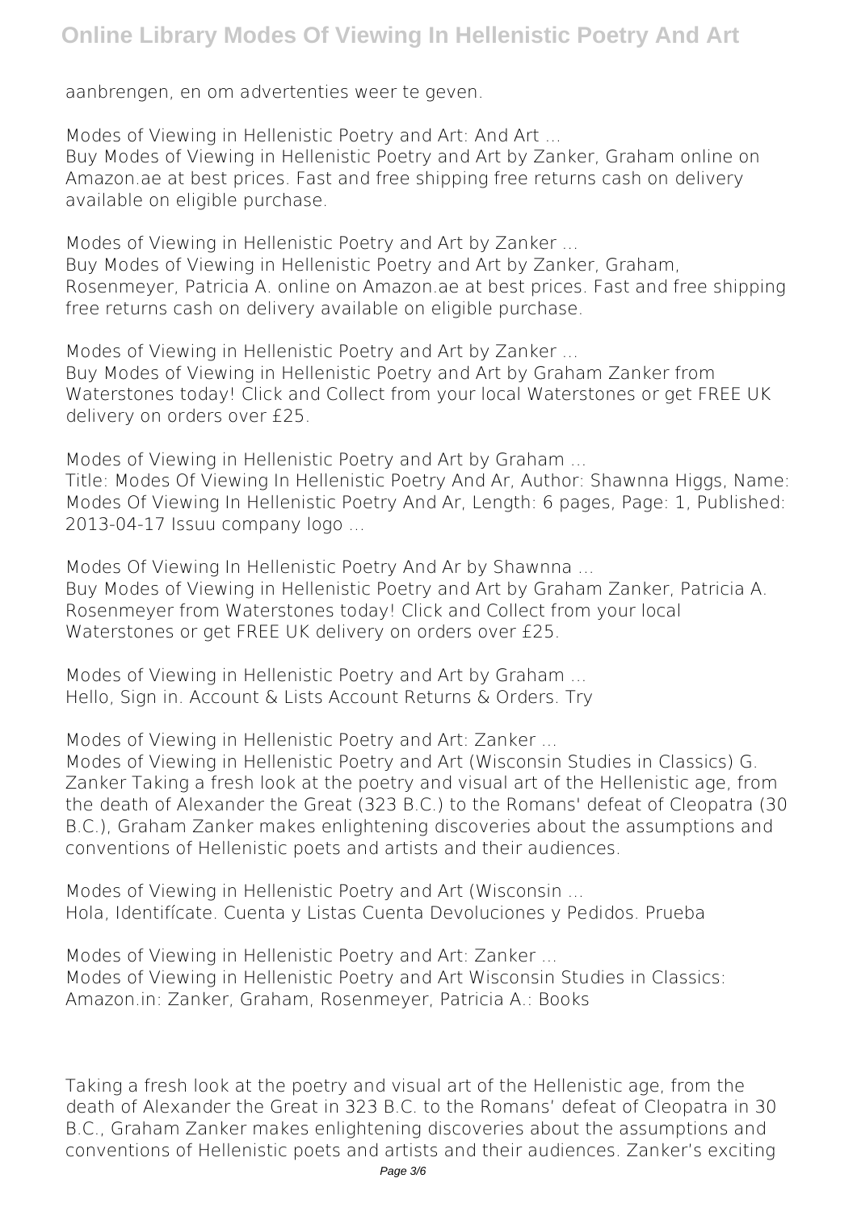aanbrengen, en om advertenties weer te geven.

Modes of Viewing in Hellenistic Poetry and Art: And Art ...
Buy Modes of Viewing in Hellenistic Poetry and Art by Zanker, Graham online on Amazon.ae at best prices. Fast and free shipping free returns cash on delivery available on eligible purchase.

Modes of Viewing in Hellenistic Poetry and Art by Zanker ...
Buy Modes of Viewing in Hellenistic Poetry and Art by Zanker, Graham, Rosenmeyer, Patricia A. online on Amazon.ae at best prices. Fast and free shipping free returns cash on delivery available on eligible purchase.

Modes of Viewing in Hellenistic Poetry and Art by Zanker ...
Buy Modes of Viewing in Hellenistic Poetry and Art by Graham Zanker from Waterstones today! Click and Collect from your local Waterstones or get FREE UK delivery on orders over £25.

Modes of Viewing in Hellenistic Poetry and Art by Graham ...
Title: Modes Of Viewing In Hellenistic Poetry And Ar, Author: Shawnna Higgs, Name: Modes Of Viewing In Hellenistic Poetry And Ar, Length: 6 pages, Page: 1, Published: 2013-04-17 Issuu company logo ...

Modes Of Viewing In Hellenistic Poetry And Ar by Shawnna ...
Buy Modes of Viewing in Hellenistic Poetry and Art by Graham Zanker, Patricia A. Rosenmeyer from Waterstones today! Click and Collect from your local Waterstones or get FREE UK delivery on orders over £25.

Modes of Viewing in Hellenistic Poetry and Art by Graham ...
Hello, Sign in. Account & Lists Account Returns & Orders. Try

Modes of Viewing in Hellenistic Poetry and Art: Zanker ...
Modes of Viewing in Hellenistic Poetry and Art (Wisconsin Studies in Classics) G. Zanker Taking a fresh look at the poetry and visual art of the Hellenistic age, from the death of Alexander the Great (323 B.C.) to the Romans' defeat of Cleopatra (30 B.C.), Graham Zanker makes enlightening discoveries about the assumptions and conventions of Hellenistic poets and artists and their audiences.

Modes of Viewing in Hellenistic Poetry and Art (Wisconsin ...
Hola, Identifícate. Cuenta y Listas Cuenta Devoluciones y Pedidos. Prueba

Modes of Viewing in Hellenistic Poetry and Art: Zanker ...
Modes of Viewing in Hellenistic Poetry and Art Wisconsin Studies in Classics: Amazon.in: Zanker, Graham, Rosenmeyer, Patricia A.: Books

Taking a fresh look at the poetry and visual art of the Hellenistic age, from the death of Alexander the Great in 323 B.C. to the Romans' defeat of Cleopatra in 30 B.C., Graham Zanker makes enlightening discoveries about the assumptions and conventions of Hellenistic poets and artists and their audiences. Zanker's exciting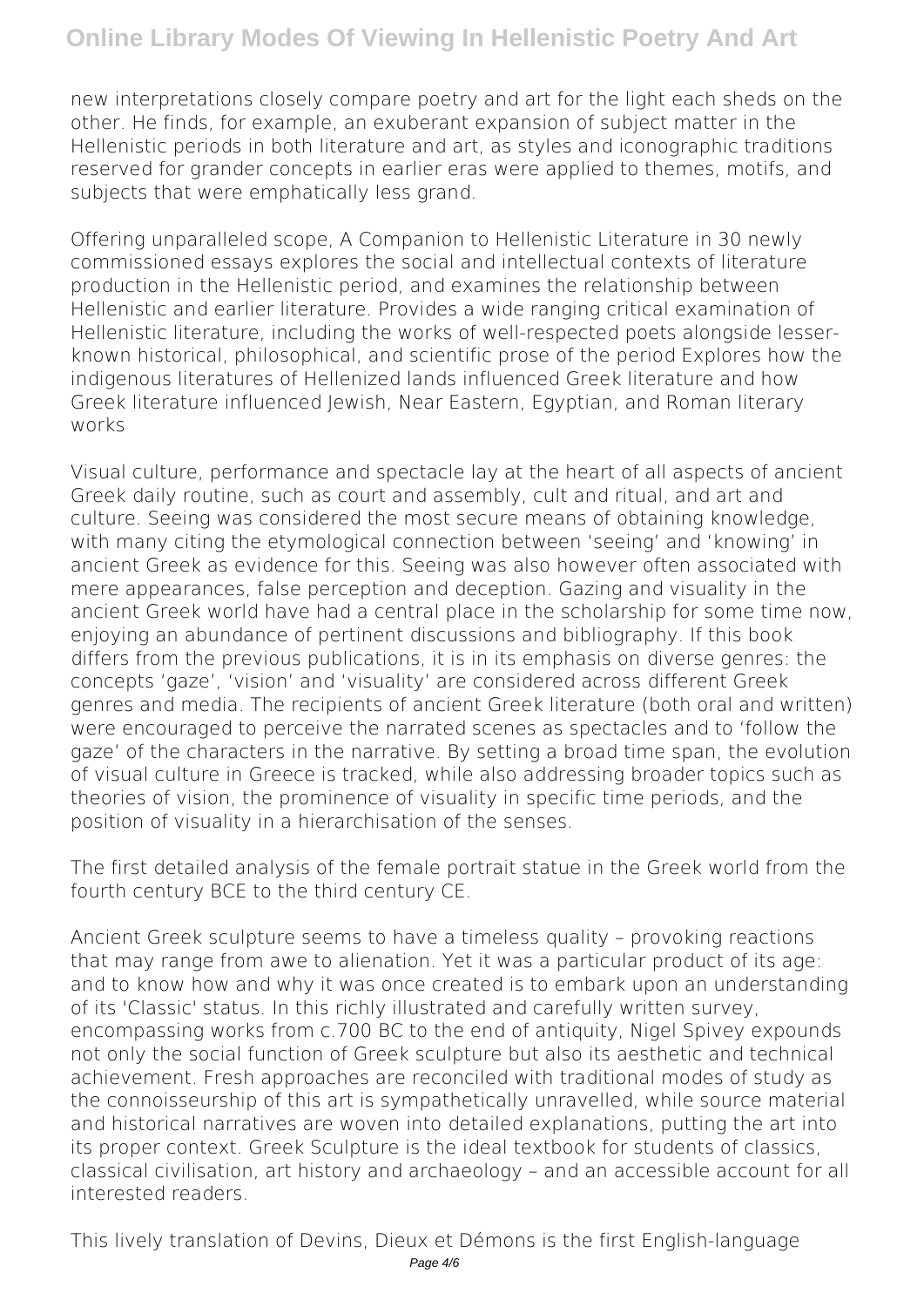new interpretations closely compare poetry and art for the light each sheds on the other. He finds, for example, an exuberant expansion of subject matter in the Hellenistic periods in both literature and art, as styles and iconographic traditions reserved for grander concepts in earlier eras were applied to themes, motifs, and subjects that were emphatically less grand.

Offering unparalleled scope, A Companion to Hellenistic Literature in 30 newly commissioned essays explores the social and intellectual contexts of literature production in the Hellenistic period, and examines the relationship between Hellenistic and earlier literature. Provides a wide ranging critical examination of Hellenistic literature, including the works of well-respected poets alongside lesser-known historical, philosophical, and scientific prose of the period Explores how the indigenous literatures of Hellenized lands influenced Greek literature and how Greek literature influenced Jewish, Near Eastern, Egyptian, and Roman literary works

Visual culture, performance and spectacle lay at the heart of all aspects of ancient Greek daily routine, such as court and assembly, cult and ritual, and art and culture. Seeing was considered the most secure means of obtaining knowledge, with many citing the etymological connection between 'seeing' and 'knowing' in ancient Greek as evidence for this. Seeing was also however often associated with mere appearances, false perception and deception. Gazing and visuality in the ancient Greek world have had a central place in the scholarship for some time now, enjoying an abundance of pertinent discussions and bibliography. If this book differs from the previous publications, it is in its emphasis on diverse genres: the concepts 'gaze', 'vision' and 'visuality' are considered across different Greek genres and media. The recipients of ancient Greek literature (both oral and written) were encouraged to perceive the narrated scenes as spectacles and to 'follow the gaze' of the characters in the narrative. By setting a broad time span, the evolution of visual culture in Greece is tracked, while also addressing broader topics such as theories of vision, the prominence of visuality in specific time periods, and the position of visuality in a hierarchisation of the senses.

The first detailed analysis of the female portrait statue in the Greek world from the fourth century BCE to the third century CE.

Ancient Greek sculpture seems to have a timeless quality – provoking reactions that may range from awe to alienation. Yet it was a particular product of its age: and to know how and why it was once created is to embark upon an understanding of its 'Classic' status. In this richly illustrated and carefully written survey, encompassing works from c.700 BC to the end of antiquity, Nigel Spivey expounds not only the social function of Greek sculpture but also its aesthetic and technical achievement. Fresh approaches are reconciled with traditional modes of study as the connoisseurship of this art is sympathetically unravelled, while source material and historical narratives are woven into detailed explanations, putting the art into its proper context. Greek Sculpture is the ideal textbook for students of classics, classical civilisation, art history and archaeology – and an accessible account for all interested readers.

This lively translation of Devins, Dieux et Démons is the first English-language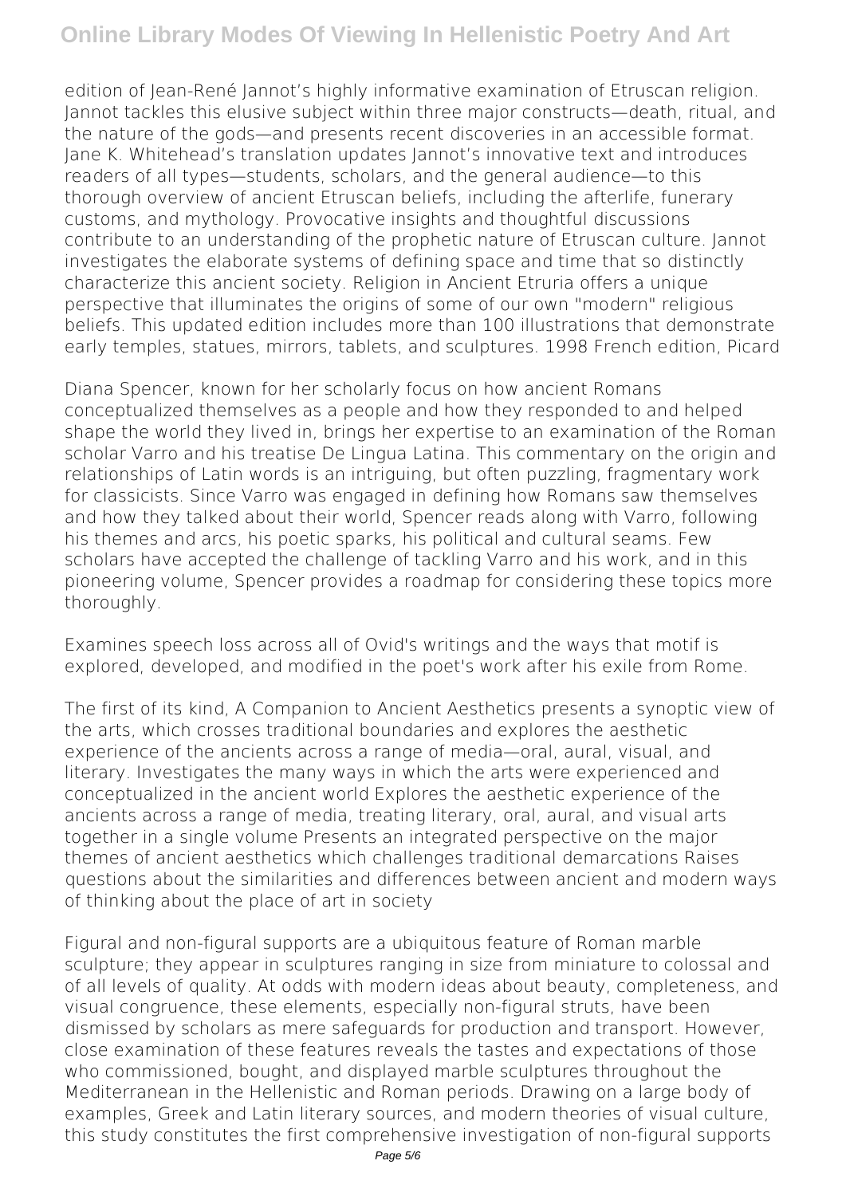edition of Jean-René Jannot's highly informative examination of Etruscan religion. Jannot tackles this elusive subject within three major constructs—death, ritual, and the nature of the gods—and presents recent discoveries in an accessible format. Jane K. Whitehead's translation updates Jannot's innovative text and introduces readers of all types—students, scholars, and the general audience—to this thorough overview of ancient Etruscan beliefs, including the afterlife, funerary customs, and mythology. Provocative insights and thoughtful discussions contribute to an understanding of the prophetic nature of Etruscan culture. Jannot investigates the elaborate systems of defining space and time that so distinctly characterize this ancient society. Religion in Ancient Etruria offers a unique perspective that illuminates the origins of some of our own "modern" religious beliefs. This updated edition includes more than 100 illustrations that demonstrate early temples, statues, mirrors, tablets, and sculptures. 1998 French edition, Picard

Diana Spencer, known for her scholarly focus on how ancient Romans conceptualized themselves as a people and how they responded to and helped shape the world they lived in, brings her expertise to an examination of the Roman scholar Varro and his treatise De Lingua Latina. This commentary on the origin and relationships of Latin words is an intriguing, but often puzzling, fragmentary work for classicists. Since Varro was engaged in defining how Romans saw themselves and how they talked about their world, Spencer reads along with Varro, following his themes and arcs, his poetic sparks, his political and cultural seams. Few scholars have accepted the challenge of tackling Varro and his work, and in this pioneering volume, Spencer provides a roadmap for considering these topics more thoroughly.

Examines speech loss across all of Ovid's writings and the ways that motif is explored, developed, and modified in the poet's work after his exile from Rome.

The first of its kind, A Companion to Ancient Aesthetics presents a synoptic view of the arts, which crosses traditional boundaries and explores the aesthetic experience of the ancients across a range of media—oral, aural, visual, and literary. Investigates the many ways in which the arts were experienced and conceptualized in the ancient world Explores the aesthetic experience of the ancients across a range of media, treating literary, oral, aural, and visual arts together in a single volume Presents an integrated perspective on the major themes of ancient aesthetics which challenges traditional demarcations Raises questions about the similarities and differences between ancient and modern ways of thinking about the place of art in society

Figural and non-figural supports are a ubiquitous feature of Roman marble sculpture; they appear in sculptures ranging in size from miniature to colossal and of all levels of quality. At odds with modern ideas about beauty, completeness, and visual congruence, these elements, especially non-figural struts, have been dismissed by scholars as mere safeguards for production and transport. However, close examination of these features reveals the tastes and expectations of those who commissioned, bought, and displayed marble sculptures throughout the Mediterranean in the Hellenistic and Roman periods. Drawing on a large body of examples, Greek and Latin literary sources, and modern theories of visual culture, this study constitutes the first comprehensive investigation of non-figural supports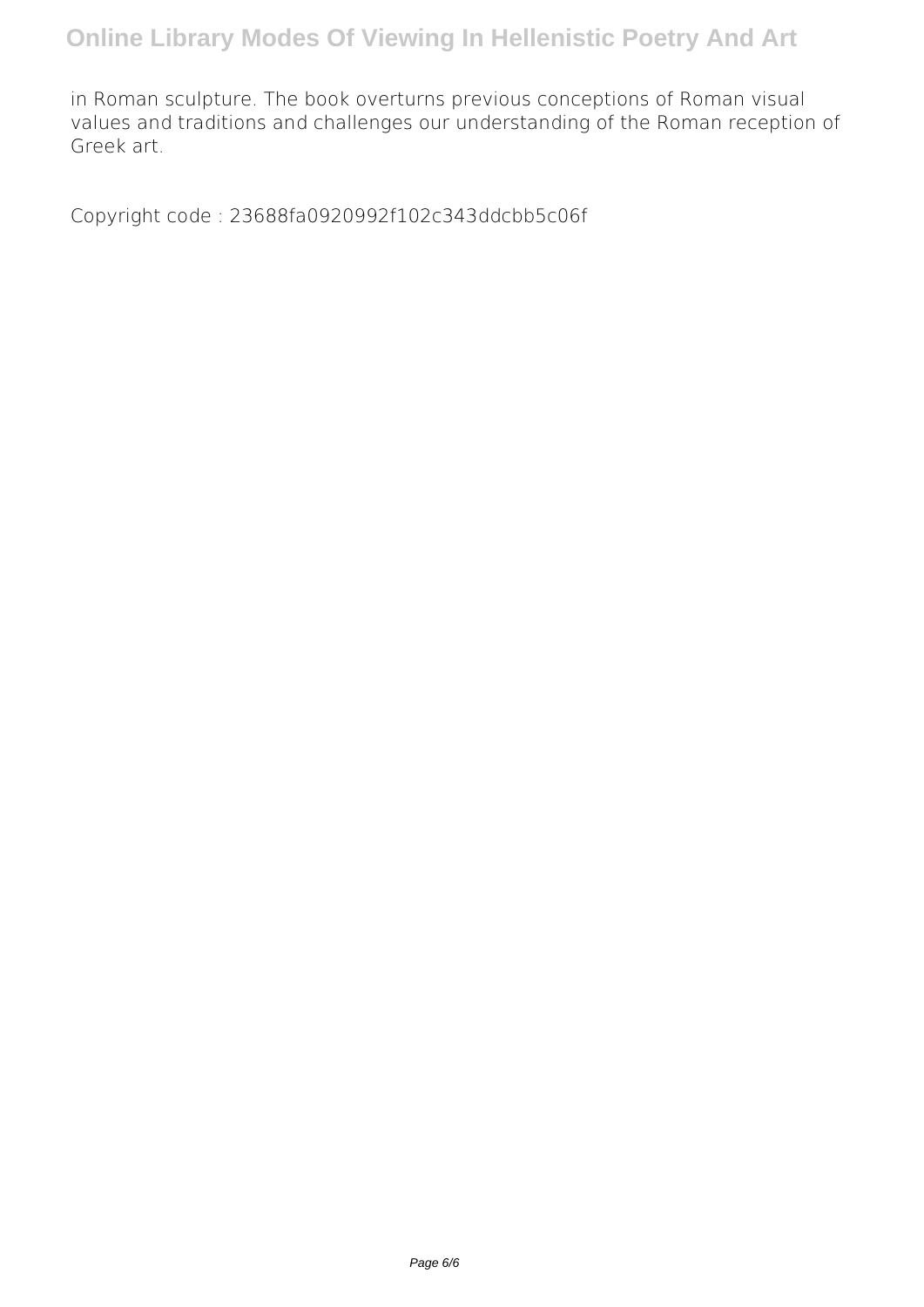in Roman sculpture. The book overturns previous conceptions of Roman visual values and traditions and challenges our understanding of the Roman reception of Greek art.

Copyright code : 23688fa0920992f102c343ddcbb5c06f